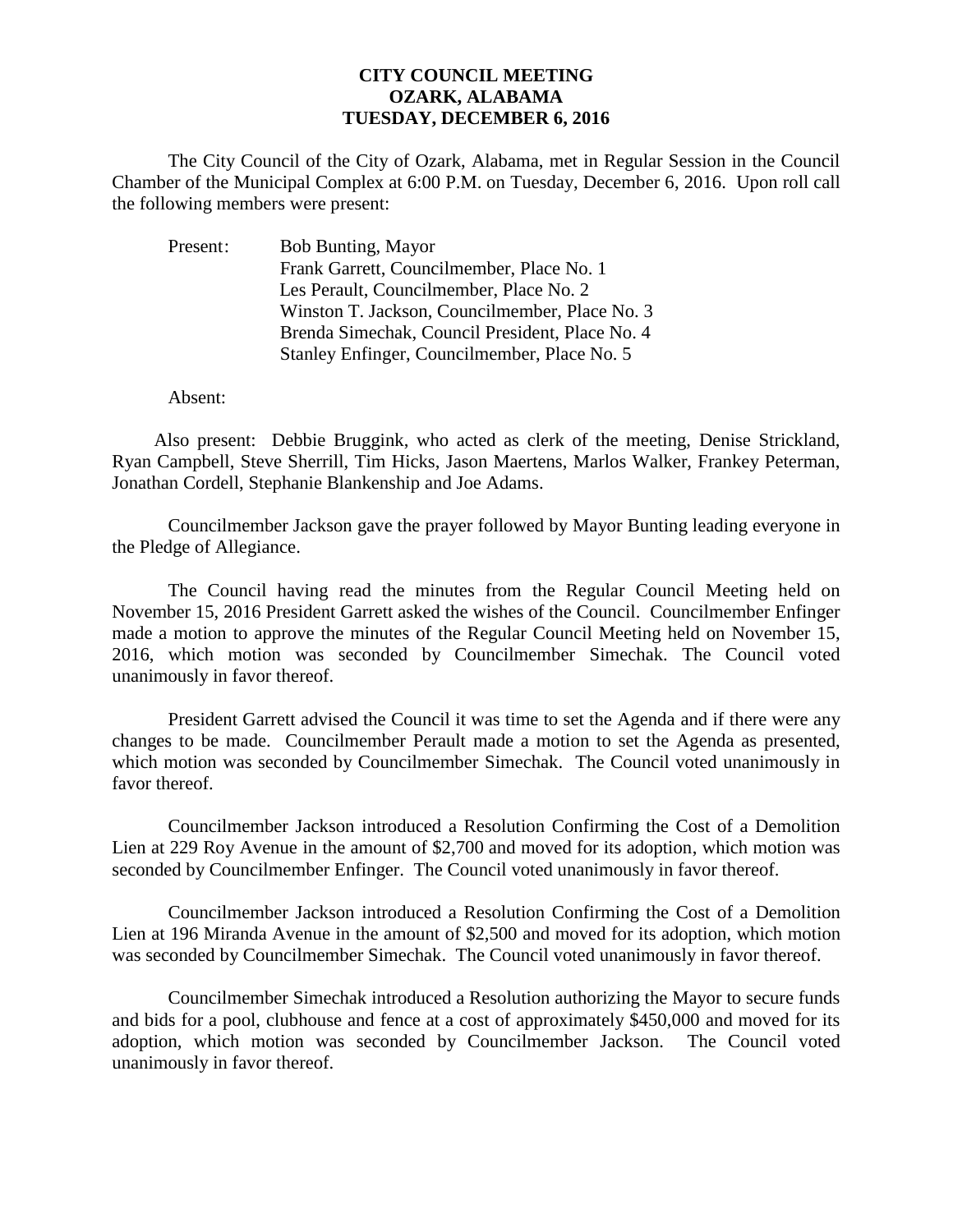**CITY COUNCIL MEETING**
**OZARK, ALABAMA**
**TUESDAY, DECEMBER 6, 2016**

The City Council of the City of Ozark, Alabama, met in Regular Session in the Council Chamber of the Municipal Complex at 6:00 P.M. on Tuesday, December 6, 2016. Upon roll call the following members were present:

Present: Bob Bunting, Mayor
Frank Garrett, Councilmember, Place No. 1
Les Perault, Councilmember, Place No. 2
Winston T. Jackson, Councilmember, Place No. 3
Brenda Simechak, Council President, Place No. 4
Stanley Enfinger, Councilmember, Place No. 5

Absent:

Also present: Debbie Bruggink, who acted as clerk of the meeting, Denise Strickland, Ryan Campbell, Steve Sherrill, Tim Hicks, Jason Maertens, Marlos Walker, Frankey Peterman, Jonathan Cordell, Stephanie Blankenship and Joe Adams.

Councilmember Jackson gave the prayer followed by Mayor Bunting leading everyone in the Pledge of Allegiance.

The Council having read the minutes from the Regular Council Meeting held on November 15, 2016 President Garrett asked the wishes of the Council. Councilmember Enfinger made a motion to approve the minutes of the Regular Council Meeting held on November 15, 2016, which motion was seconded by Councilmember Simechak. The Council voted unanimously in favor thereof.

President Garrett advised the Council it was time to set the Agenda and if there were any changes to be made. Councilmember Perault made a motion to set the Agenda as presented, which motion was seconded by Councilmember Simechak. The Council voted unanimously in favor thereof.

Councilmember Jackson introduced a Resolution Confirming the Cost of a Demolition Lien at 229 Roy Avenue in the amount of $2,700 and moved for its adoption, which motion was seconded by Councilmember Enfinger. The Council voted unanimously in favor thereof.

Councilmember Jackson introduced a Resolution Confirming the Cost of a Demolition Lien at 196 Miranda Avenue in the amount of $2,500 and moved for its adoption, which motion was seconded by Councilmember Simechak. The Council voted unanimously in favor thereof.

Councilmember Simechak introduced a Resolution authorizing the Mayor to secure funds and bids for a pool, clubhouse and fence at a cost of approximately $450,000 and moved for its adoption, which motion was seconded by Councilmember Jackson. The Council voted unanimously in favor thereof.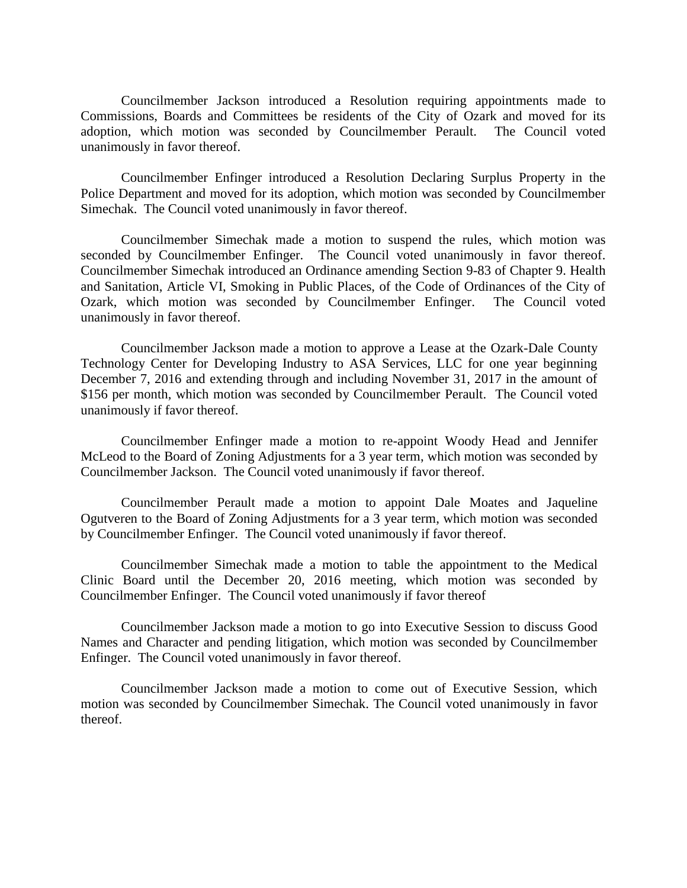Councilmember Jackson introduced a Resolution requiring appointments made to Commissions, Boards and Committees be residents of the City of Ozark and moved for its adoption, which motion was seconded by Councilmember Perault. The Council voted unanimously in favor thereof.

Councilmember Enfinger introduced a Resolution Declaring Surplus Property in the Police Department and moved for its adoption, which motion was seconded by Councilmember Simechak. The Council voted unanimously in favor thereof.

Councilmember Simechak made a motion to suspend the rules, which motion was seconded by Councilmember Enfinger. The Council voted unanimously in favor thereof. Councilmember Simechak introduced an Ordinance amending Section 9-83 of Chapter 9. Health and Sanitation, Article VI, Smoking in Public Places, of the Code of Ordinances of the City of Ozark, which motion was seconded by Councilmember Enfinger. The Council voted unanimously in favor thereof.

Councilmember Jackson made a motion to approve a Lease at the Ozark-Dale County Technology Center for Developing Industry to ASA Services, LLC for one year beginning December 7, 2016 and extending through and including November 31, 2017 in the amount of $156 per month, which motion was seconded by Councilmember Perault. The Council voted unanimously if favor thereof.

Councilmember Enfinger made a motion to re-appoint Woody Head and Jennifer McLeod to the Board of Zoning Adjustments for a 3 year term, which motion was seconded by Councilmember Jackson. The Council voted unanimously if favor thereof.

Councilmember Perault made a motion to appoint Dale Moates and Jaqueline Ogutveren to the Board of Zoning Adjustments for a 3 year term, which motion was seconded by Councilmember Enfinger. The Council voted unanimously if favor thereof.

Councilmember Simechak made a motion to table the appointment to the Medical Clinic Board until the December 20, 2016 meeting, which motion was seconded by Councilmember Enfinger. The Council voted unanimously if favor thereof

Councilmember Jackson made a motion to go into Executive Session to discuss Good Names and Character and pending litigation, which motion was seconded by Councilmember Enfinger. The Council voted unanimously in favor thereof.

Councilmember Jackson made a motion to come out of Executive Session, which motion was seconded by Councilmember Simechak. The Council voted unanimously in favor thereof.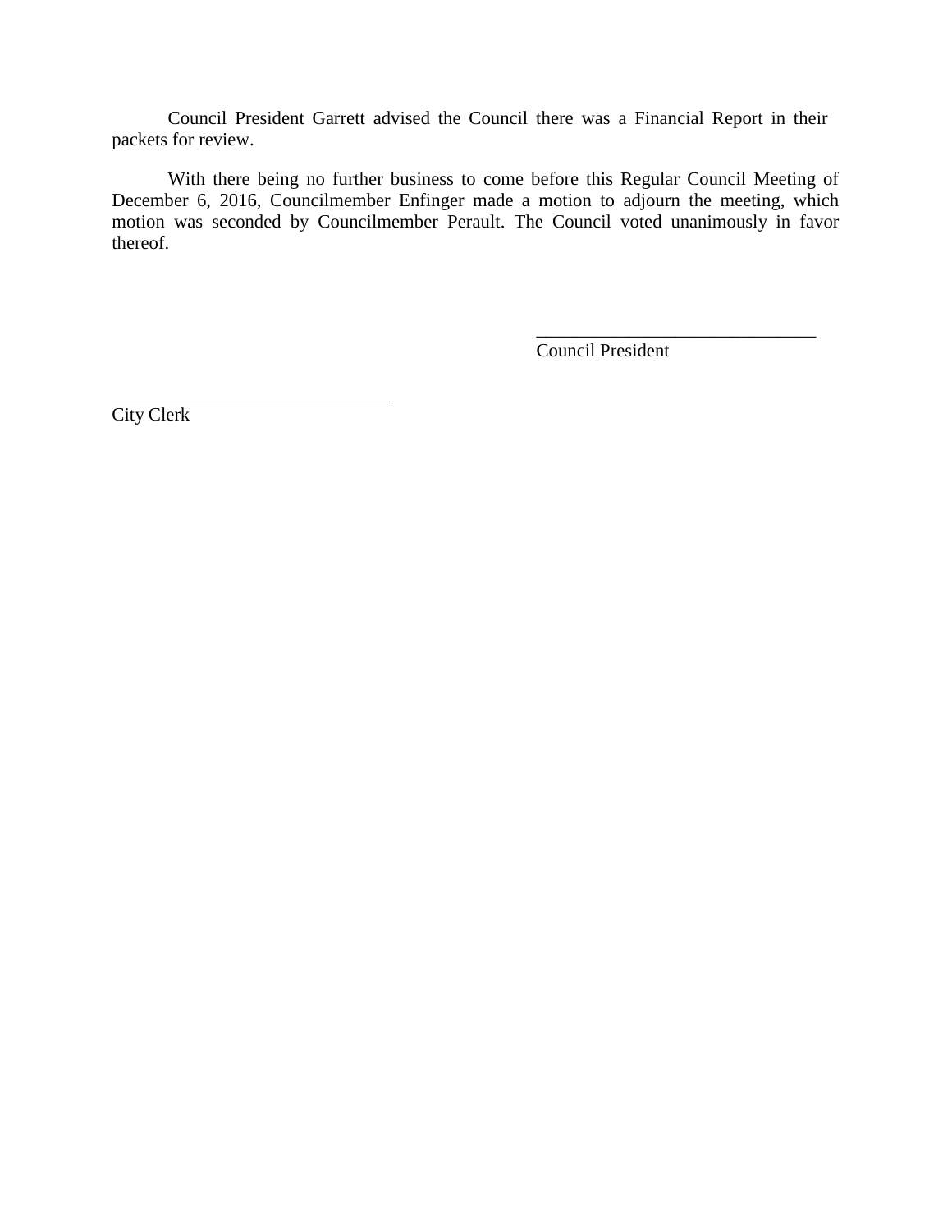Council President Garrett advised the Council there was a Financial Report in their packets for review.

With there being no further business to come before this Regular Council Meeting of December 6, 2016, Councilmember Enfinger made a motion to adjourn the meeting, which motion was seconded by Councilmember Perault. The Council voted unanimously in favor thereof.

\_\_\_\_\_\_\_\_\_\_\_\_\_\_\_\_\_\_\_\_\_\_\_\_\_\_\_\_\_\_\_\_
Council President

\_\_\_\_\_\_\_\_\_\_\_\_\_\_\_\_\_\_\_\_\_\_\_\_\_\_\_\_\_\_\_\_
City Clerk